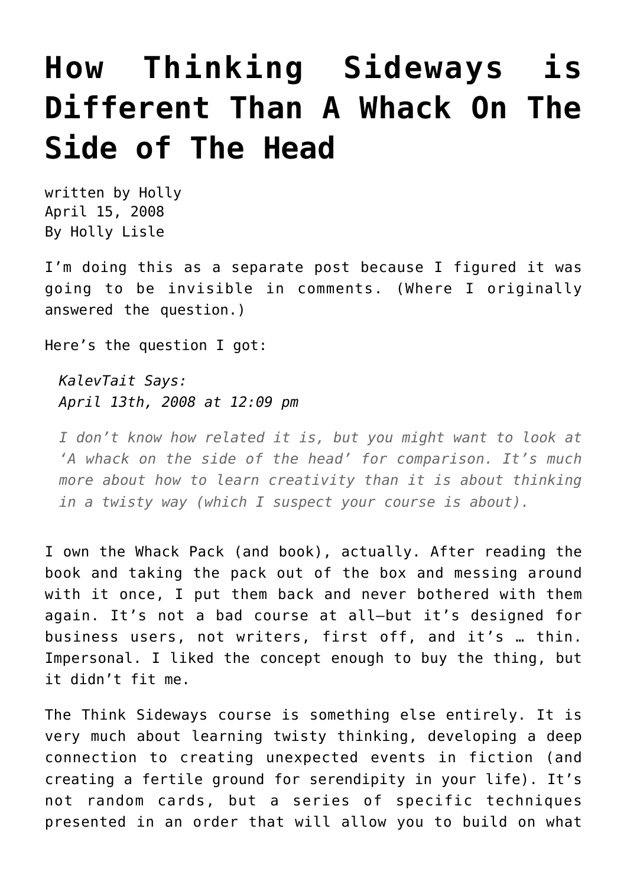# How Thinking Sideways is Different Than A Whack On The Side of The Head

written by Holly
April 15, 2008
By Holly Lisle

I'm doing this as a separate post because I figured it was going to be invisible in comments. (Where I originally answered the question.)

Here's the question I got:

> *KalevTait Says:*
> *April 13th, 2008 at 12:09 pm*
>
> *I don't know how related it is, but you might want to look at 'A whack on the side of the head' for comparison. It's much more about how to learn creativity than it is about thinking in a twisty way (which I suspect your course is about).*

I own the Whack Pack (and book), actually. After reading the book and taking the pack out of the box and messing around with it once, I put them back and never bothered with them again. It's not a bad course at all—but it's designed for business users, not writers, first off, and it's … thin. Impersonal. I liked the concept enough to buy the thing, but it didn't fit me.

The Think Sideways course is something else entirely. It is very much about learning twisty thinking, developing a deep connection to creating unexpected events in fiction (and creating a fertile ground for serendipity in your life). It's not random cards, but a series of specific techniques presented in an order that will allow you to build on what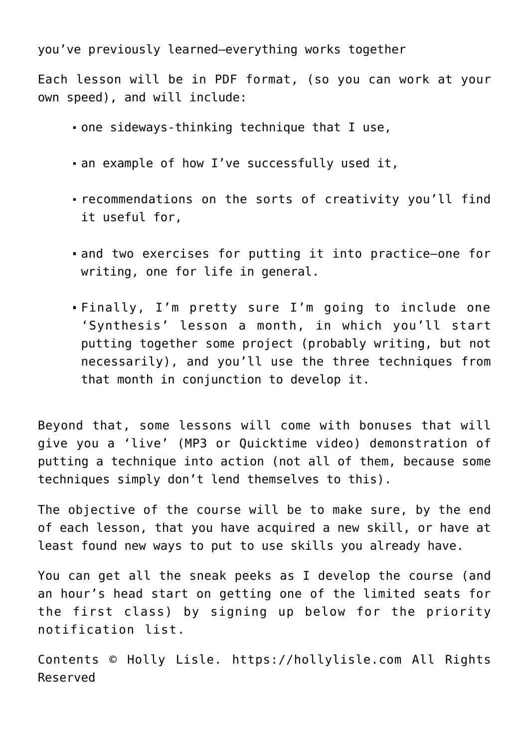you've previously learned—everything works together

Each lesson will be in PDF format, (so you can work at your own speed), and will include:

- one sideways-thinking technique that I use,
- an example of how I've successfully used it,
- recommendations on the sorts of creativity you'll find it useful for,
- and two exercises for putting it into practice—one for writing, one for life in general.
- Finally, I'm pretty sure I'm going to include one 'Synthesis' lesson a month, in which you'll start putting together some project (probably writing, but not necessarily), and you'll use the three techniques from that month in conjunction to develop it.

Beyond that, some lessons will come with bonuses that will give you a 'live' (MP3 or Quicktime video) demonstration of putting a technique into action (not all of them, because some techniques simply don't lend themselves to this).

The objective of the course will be to make sure, by the end of each lesson, that you have acquired a new skill, or have at least found new ways to put to use skills you already have.

You can get all the sneak peeks as I develop the course (and an hour's head start on getting one of the limited seats for the first class) by signing up below for the priority notification list.

Contents © Holly Lisle. https://hollylisle.com All Rights Reserved